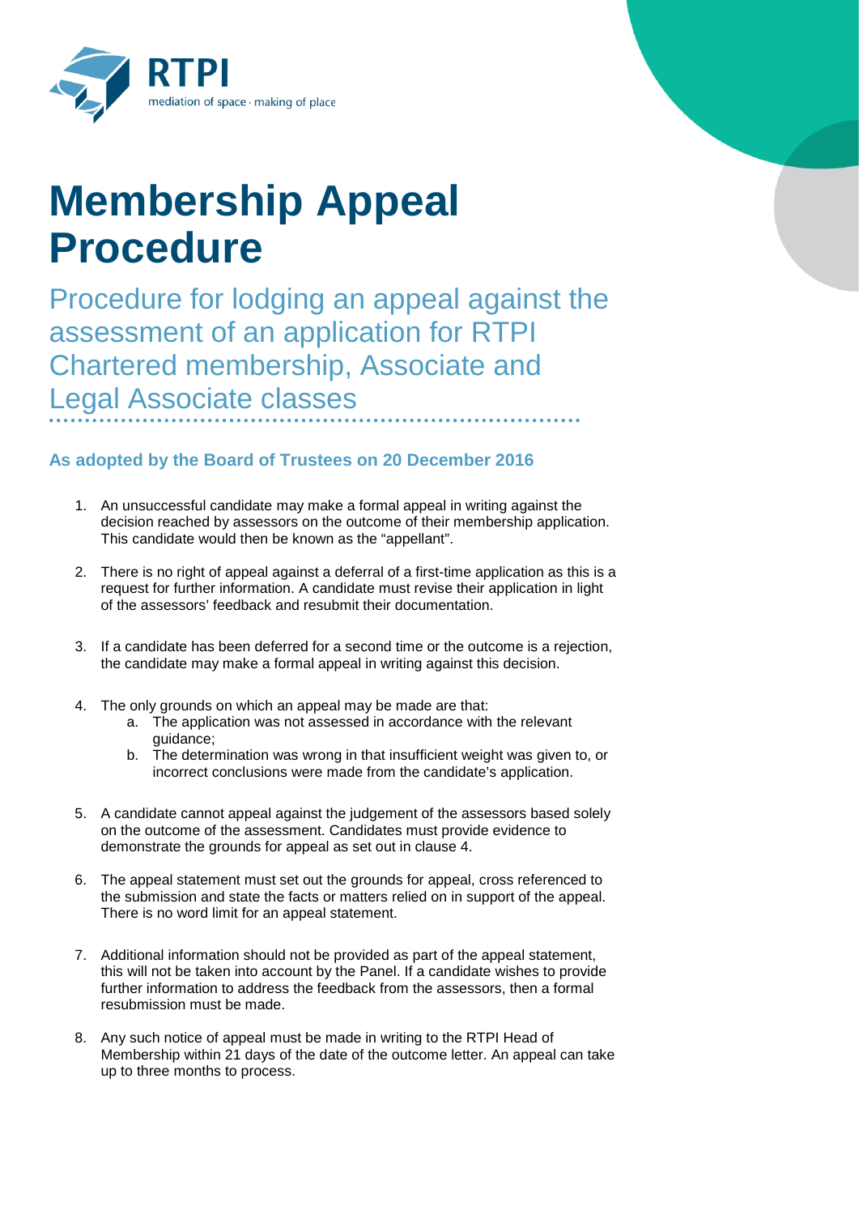RTPI

mediation of space · making of place

# Membership Appeal Procedure

## Procedure for lodging an appeal against the assessment of an application for RTPI Chartered membership, Associate and Legal Associate classes

### As adopted by the Board of Trustees on 20 December 2016

1. An unsuccessful candidate may make a formal appeal in writing against the decision reached by assessors on the outcome of their membership application. This candidate would then be known as the "appellant".

2. There is no right of appeal against a deferral of a first-time application as this is a request for further information. A candidate must revise their application in light of the assessors' feedback and resubmit their documentation.

3. If a candidate has been deferred for a second time or the outcome is a rejection, the candidate may make a formal appeal in writing against this decision.

4. The only grounds on which an appeal may be made are that:
   a. The application was not assessed in accordance with the relevant guidance;
   b. The determination was wrong in that insufficient weight was given to, or incorrect conclusions were made from the candidate's application.

5. A candidate cannot appeal against the judgement of the assessors based solely on the outcome of the assessment. Candidates must provide evidence to demonstrate the grounds for appeal as set out in clause 4.

6. The appeal statement must set out the grounds for appeal, cross referenced to the submission and state the facts or matters relied on in support of the appeal. There is no word limit for an appeal statement.

7. Additional information should not be provided as part of the appeal statement, this will not be taken into account by the Panel. If a candidate wishes to provide further information to address the feedback from the assessors, then a formal resubmission must be made.

8. Any such notice of appeal must be made in writing to the RTPI Head of Membership within 21 days of the date of the outcome letter. An appeal can take up to three months to process.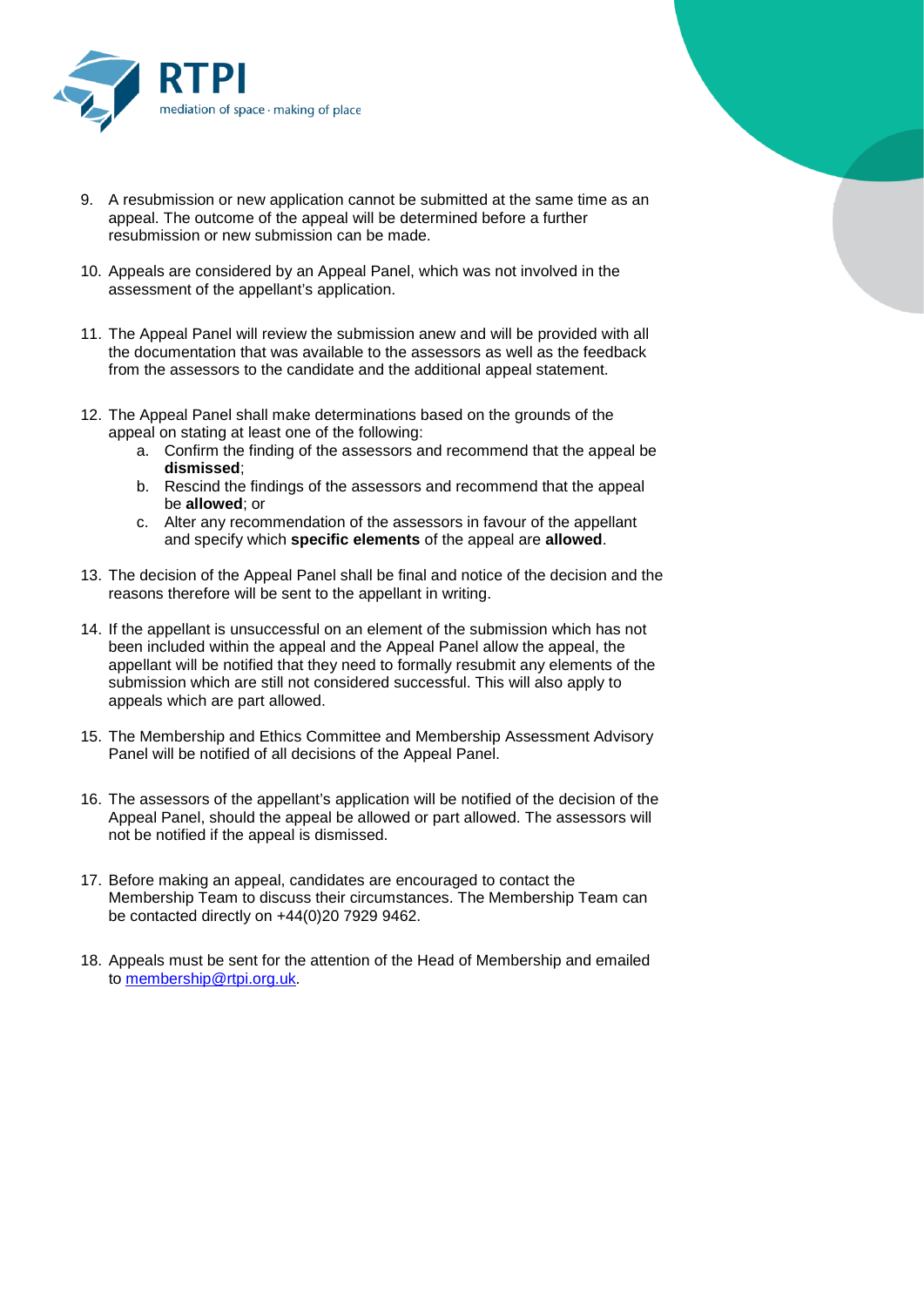9. A resubmission or new application cannot be submitted at the same time as an appeal. The outcome of the appeal will be determined before a further resubmission or new submission can be made.

10. Appeals are considered by an Appeal Panel, which was not involved in the assessment of the appellant's application.

11. The Appeal Panel will review the submission anew and will be provided with all the documentation that was available to the assessors as well as the feedback from the assessors to the candidate and the additional appeal statement.

12. The Appeal Panel shall make determinations based on the grounds of the appeal on stating at least one of the following:
    a. Confirm the finding of the assessors and recommend that the appeal be **dismissed**;
    b. Rescind the findings of the assessors and recommend that the appeal be **allowed**; or
    c. Alter any recommendation of the assessors in favour of the appellant and specify which **specific elements** of the appeal are **allowed**.

13. The decision of the Appeal Panel shall be final and notice of the decision and the reasons therefore will be sent to the appellant in writing.

14. If the appellant is unsuccessful on an element of the submission which has not been included within the appeal and the Appeal Panel allow the appeal, the appellant will be notified that they need to formally resubmit any elements of the submission which are still not considered successful. This will also apply to appeals which are part allowed.

15. The Membership and Ethics Committee and Membership Assessment Advisory Panel will be notified of all decisions of the Appeal Panel.

16. The assessors of the appellant's application will be notified of the decision of the Appeal Panel, should the appeal be allowed or part allowed. The assessors will not be notified if the appeal is dismissed.

17. Before making an appeal, candidates are encouraged to contact the Membership Team to discuss their circumstances. The Membership Team can be contacted directly on +44(0)20 7929 9462.

18. Appeals must be sent for the attention of the Head of Membership and emailed to [membership@rtpi.org.uk](mailto:membership@rtpi.org.uk).